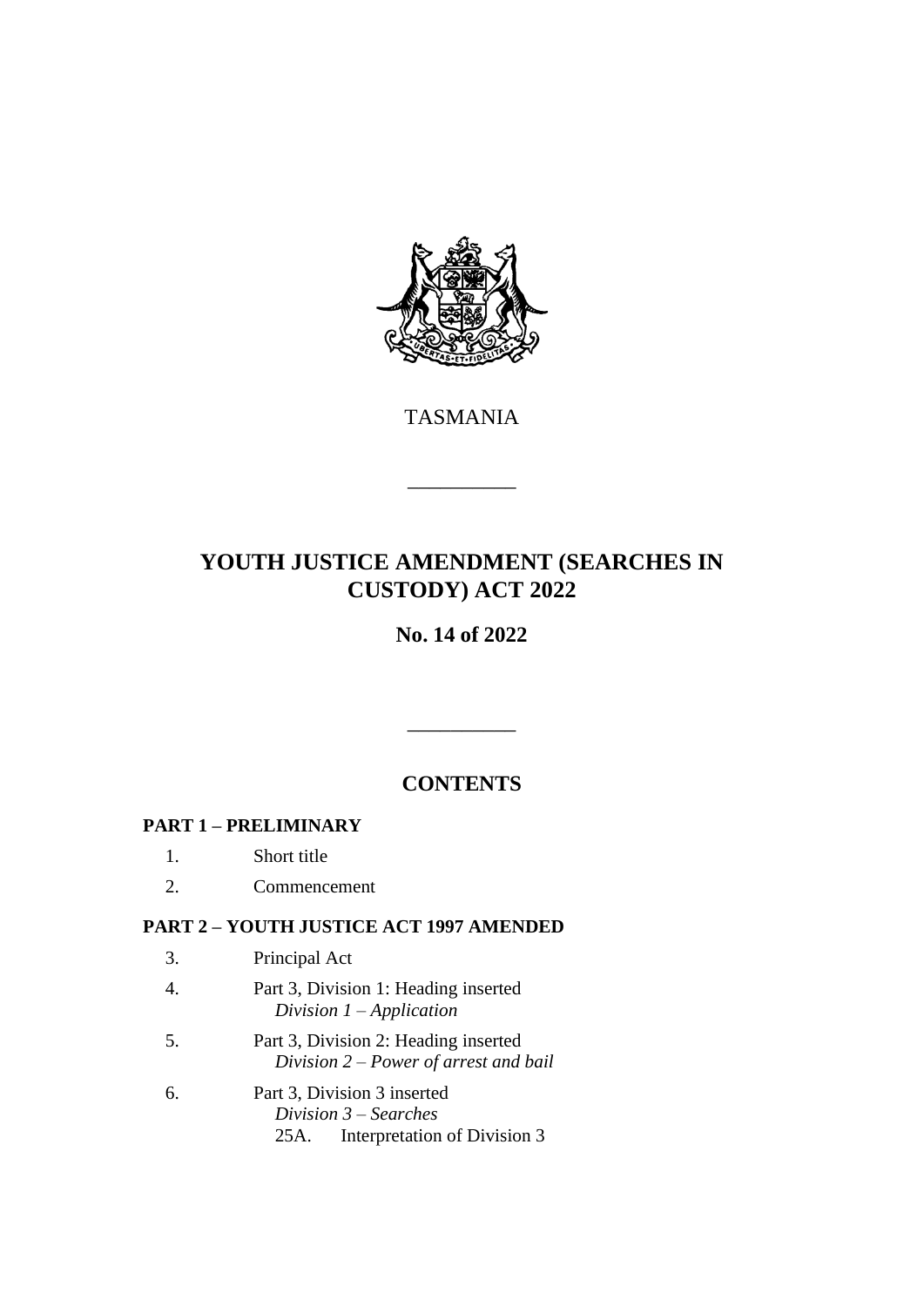TASMANIA

---

# YOUTH JUSTICE AMENDMENT (SEARCHES IN CUSTODY) ACT 2022

**No. 14 of 2022**

---

## CONTENTS

**PART 1 – PRELIMINARY**

1. Short title
2. Commencement

**PART 2 – YOUTH JUSTICE ACT 1997 AMENDED**

3. Principal Act
4. Part 3, Division 1: Heading inserted
   *Division 1 – Application*
5. Part 3, Division 2: Heading inserted
   *Division 2 – Power of arrest and bail*
6. Part 3, Division 3 inserted
   *Division 3 – Searches*
   25A. Interpretation of Division 3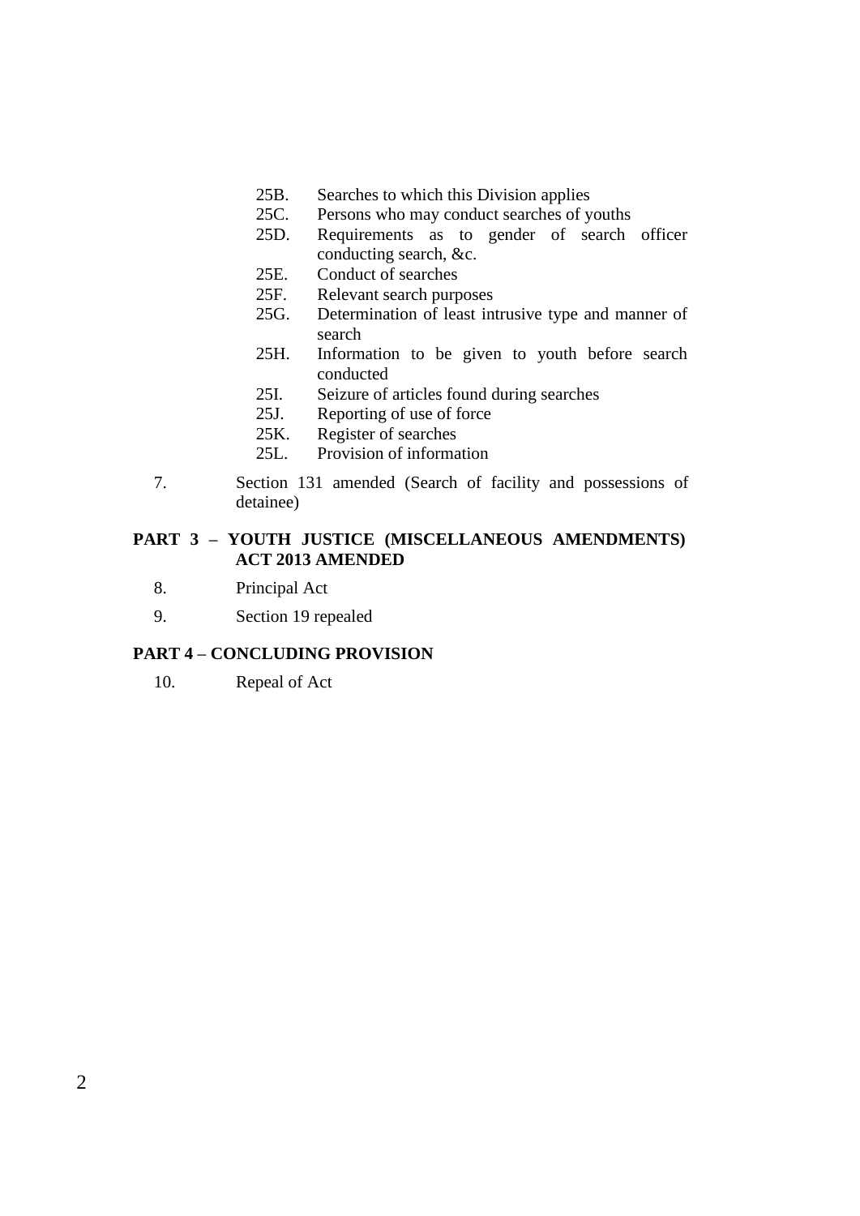25B. Searches to which this Division applies

25C. Persons who may conduct searches of youths

25D. Requirements as to gender of search officer conducting search, &c.

25E. Conduct of searches

25F. Relevant search purposes

25G. Determination of least intrusive type and manner of search

25H. Information to be given to youth before search conducted

25I. Seizure of articles found during searches

25J. Reporting of use of force

25K. Register of searches

25L. Provision of information

7. Section 131 amended (Search of facility and possessions of detainee)

**PART 3 – YOUTH JUSTICE (MISCELLANEOUS AMENDMENTS) ACT 2013 AMENDED**

8. Principal Act

9. Section 19 repealed

**PART 4 – CONCLUDING PROVISION**

10. Repeal of Act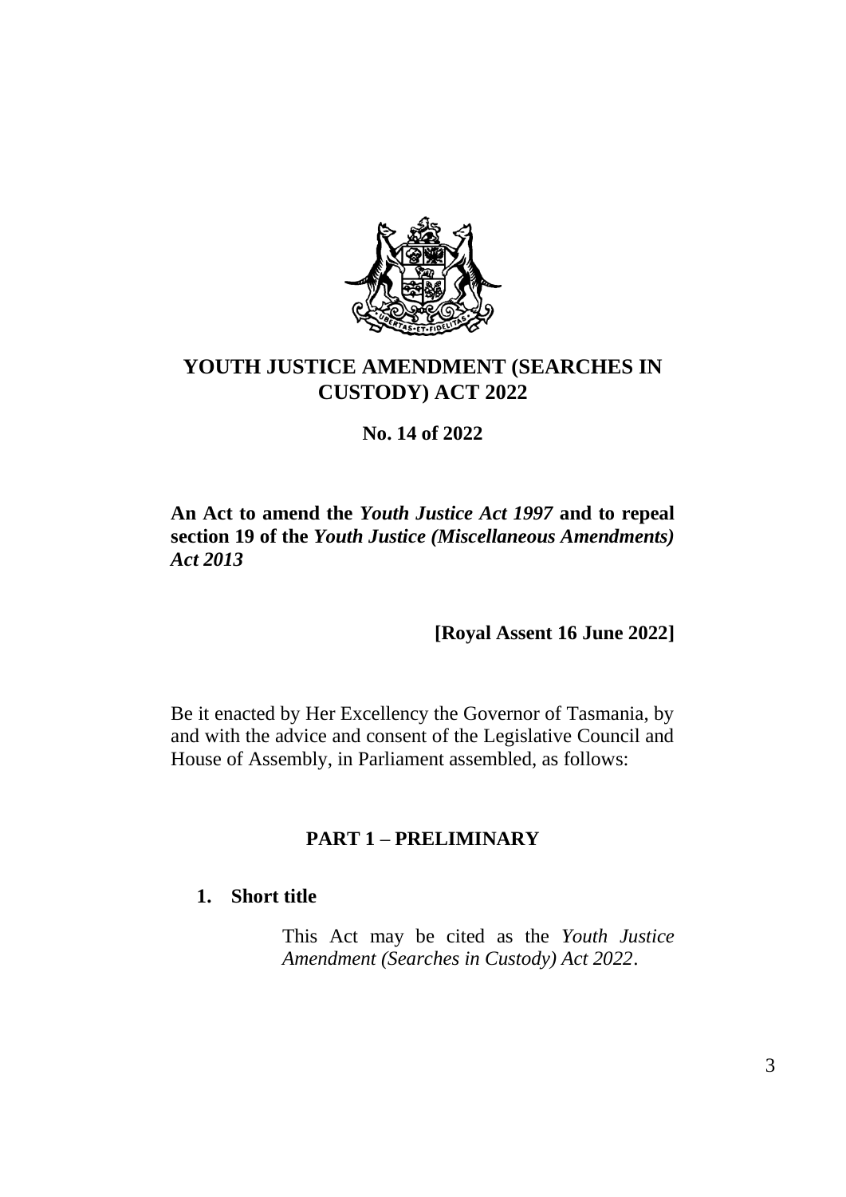# YOUTH JUSTICE AMENDMENT (SEARCHES IN CUSTODY) ACT 2022

**No. 14 of 2022**

**An Act to amend the *Youth Justice Act 1997* and to repeal section 19 of the *Youth Justice (Miscellaneous Amendments) Act 2013***

**[Royal Assent 16 June 2022]**

Be it enacted by Her Excellency the Governor of Tasmania, by and with the advice and consent of the Legislative Council and House of Assembly, in Parliament assembled, as follows:

## PART 1 – PRELIMINARY

### 1. Short title

This Act may be cited as the *Youth Justice Amendment (Searches in Custody) Act 2022*.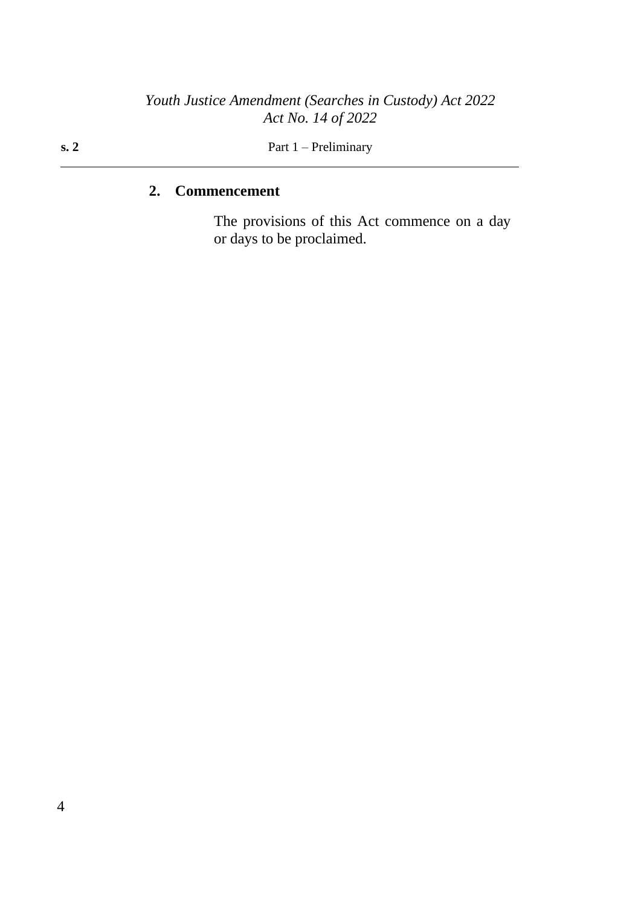## 2. Commencement

The provisions of this Act commence on a day or days to be proclaimed.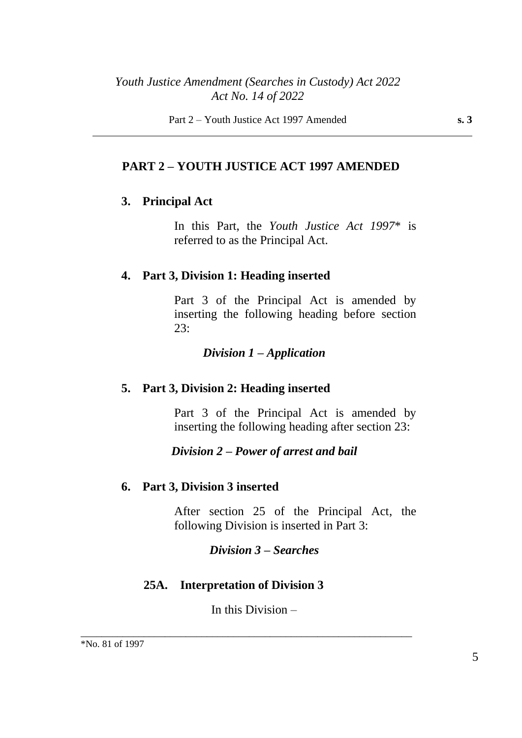## PART 2 – YOUTH JUSTICE ACT 1997 AMENDED

### 3. Principal Act

In this Part, the *Youth Justice Act 1997*\* is referred to as the Principal Act.

### 4. Part 3, Division 1: Heading inserted

Part 3 of the Principal Act is amended by inserting the following heading before section 23:

***Division 1 – Application***

### 5. Part 3, Division 2: Heading inserted

Part 3 of the Principal Act is amended by inserting the following heading after section 23:

***Division 2 – Power of arrest and bail***

### 6. Part 3, Division 3 inserted

After section 25 of the Principal Act, the following Division is inserted in Part 3:

***Division 3 – Searches***

**25A. Interpretation of Division 3**

In this Division –

---

\*No. 81 of 1997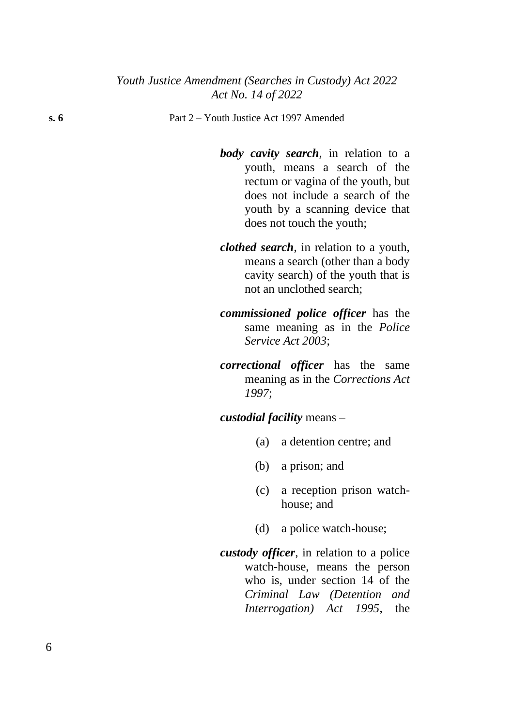***body cavity search***, in relation to a youth, means a search of the rectum or vagina of the youth, but does not include a search of the youth by a scanning device that does not touch the youth;

***clothed search***, in relation to a youth, means a search (other than a body cavity search) of the youth that is not an unclothed search;

***commissioned police officer*** has the same meaning as in the *Police Service Act 2003*;

***correctional officer*** has the same meaning as in the *Corrections Act 1997*;

***custodial facility*** means –

(a) a detention centre; and

(b) a prison; and

(c) a reception prison watch-house; and

(d) a police watch-house;

***custody officer***, in relation to a police watch-house, means the person who is, under section 14 of the *Criminal Law (Detention and Interrogation) Act 1995*, the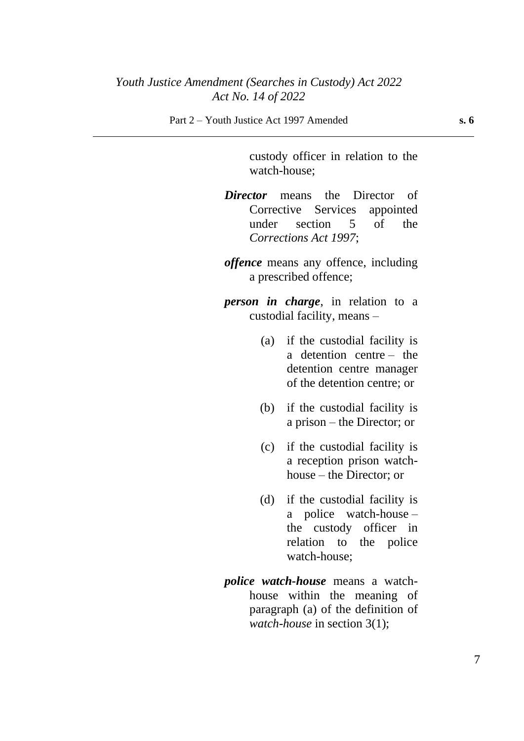custody officer in relation to the watch-house;

***Director*** means the Director of Corrective Services appointed under section 5 of the *Corrections Act 1997*;

***offence*** means any offence, including a prescribed offence;

***person in charge***, in relation to a custodial facility, means –

(a) if the custodial facility is a detention centre – the detention centre manager of the detention centre; or

(b) if the custodial facility is a prison – the Director; or

(c) if the custodial facility is a reception prison watch-house – the Director; or

(d) if the custodial facility is a police watch-house – the custody officer in relation to the police watch-house;

***police watch-house*** means a watch-house within the meaning of paragraph (a) of the definition of *watch-house* in section 3(1);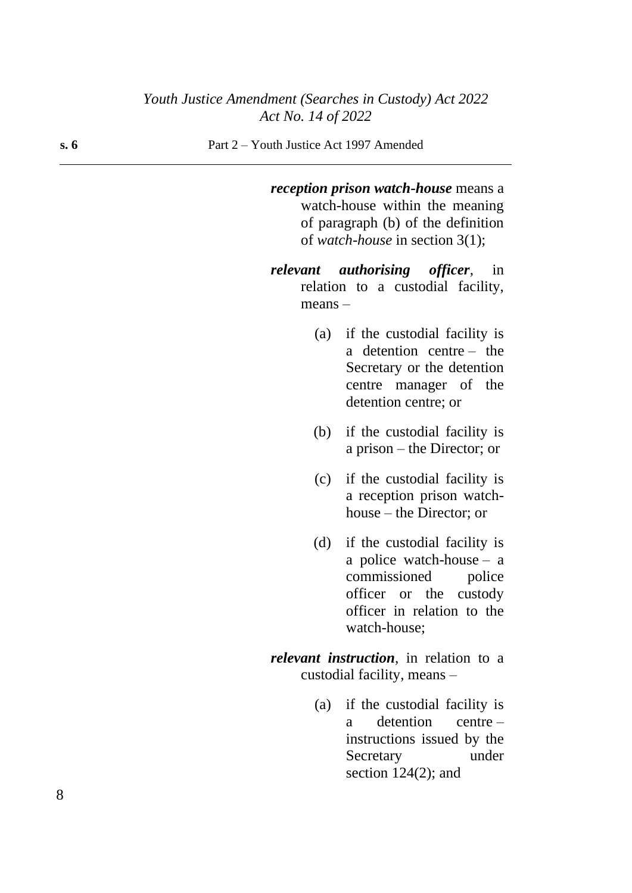***reception prison watch-house*** means a watch-house within the meaning of paragraph (b) of the definition of *watch-house* in section 3(1);

***relevant authorising officer***, in relation to a custodial facility, means –

(a) if the custodial facility is a detention centre – the Secretary or the detention centre manager of the detention centre; or

(b) if the custodial facility is a prison – the Director; or

(c) if the custodial facility is a reception prison watch-house – the Director; or

(d) if the custodial facility is a police watch-house – a commissioned police officer or the custody officer in relation to the watch-house;

***relevant instruction***, in relation to a custodial facility, means –

(a) if the custodial facility is a detention centre – instructions issued by the Secretary under section 124(2); and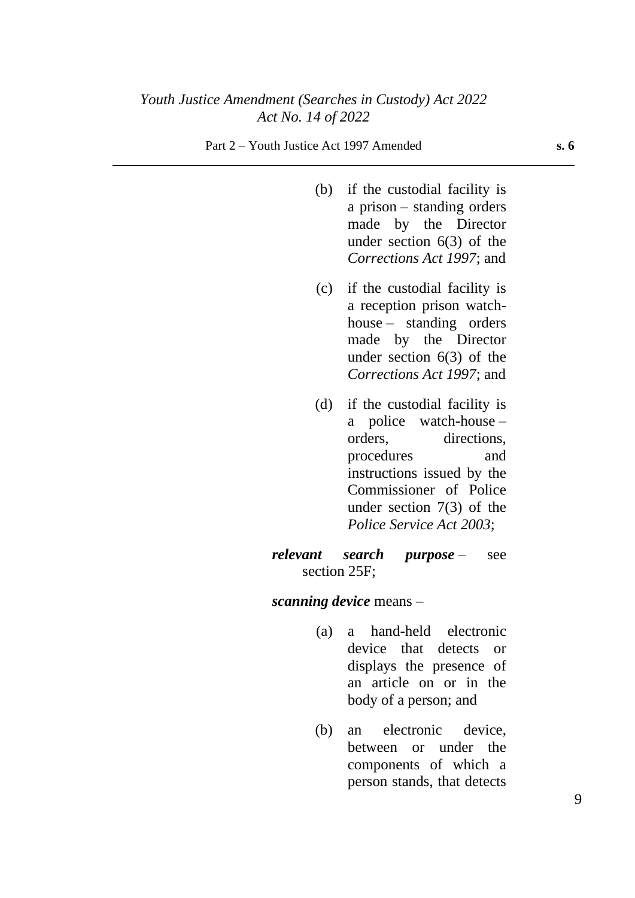(b) if the custodial facility is a prison – standing orders made by the Director under section 6(3) of the *Corrections Act 1997*; and

(c) if the custodial facility is a reception prison watch-house – standing orders made by the Director under section 6(3) of the *Corrections Act 1997*; and

(d) if the custodial facility is a police watch-house – orders, directions, procedures and instructions issued by the Commissioner of Police under section 7(3) of the *Police Service Act 2003*;

***relevant search purpose*** – see section 25F;

***scanning device*** means –

(a) a hand-held electronic device that detects or displays the presence of an article on or in the body of a person; and

(b) an electronic device, between or under the components of which a person stands, that detects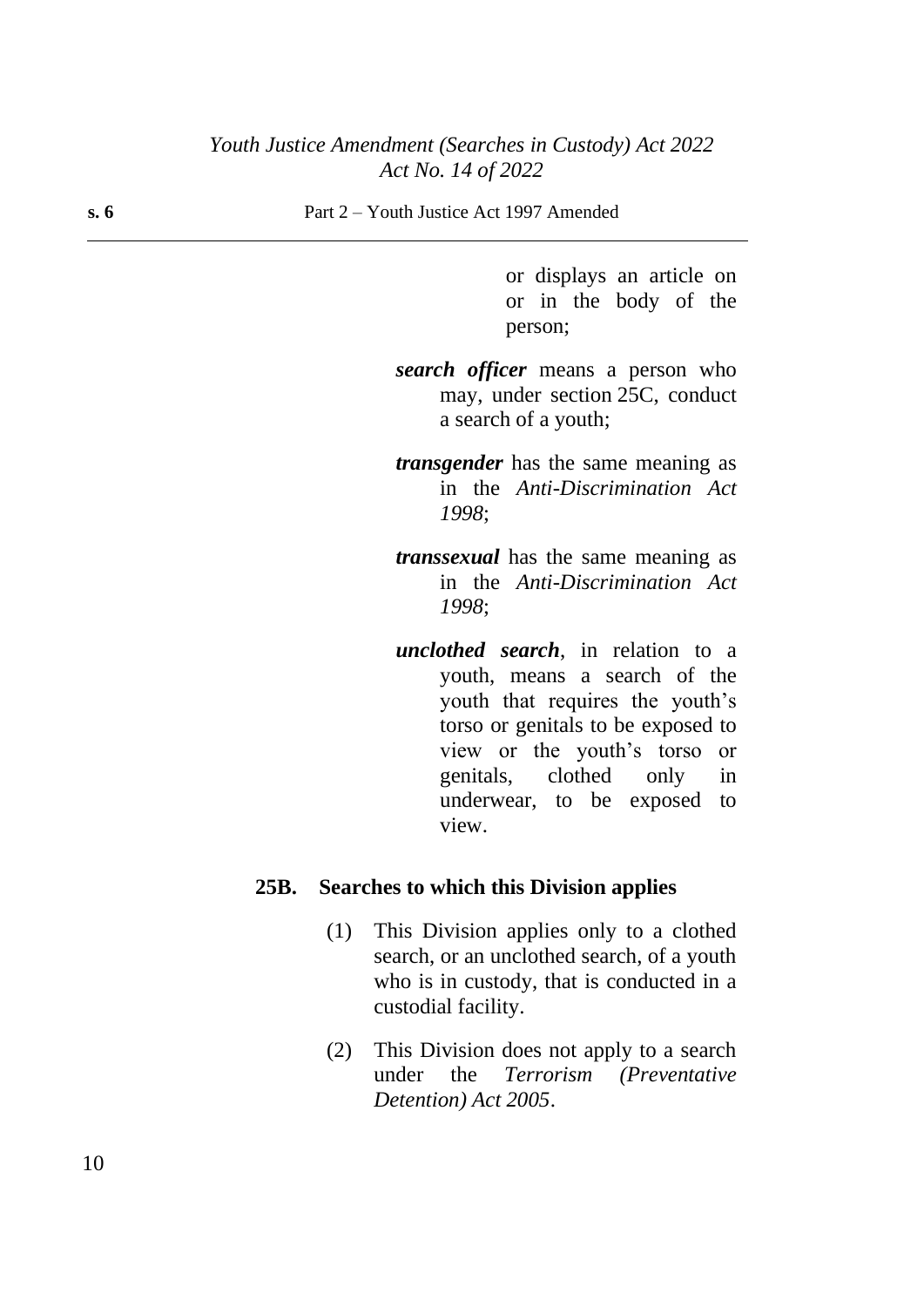or displays an article on or in the body of the person;

***search officer*** means a person who may, under section 25C, conduct a search of a youth;

***transgender*** has the same meaning as in the *Anti-Discrimination Act 1998*;

***transsexual*** has the same meaning as in the *Anti-Discrimination Act 1998*;

***unclothed search***, in relation to a youth, means a search of the youth that requires the youth's torso or genitals to be exposed to view or the youth's torso or genitals, clothed only in underwear, to be exposed to view.

**25B. Searches to which this Division applies**

(1) This Division applies only to a clothed search, or an unclothed search, of a youth who is in custody, that is conducted in a custodial facility.

(2) This Division does not apply to a search under the *Terrorism (Preventative Detention) Act 2005*.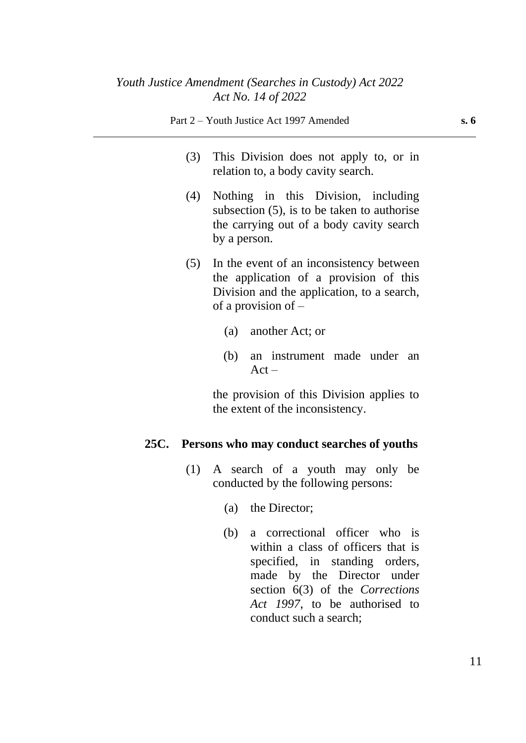(3) This Division does not apply to, or in relation to, a body cavity search.

(4) Nothing in this Division, including subsection (5), is to be taken to authorise the carrying out of a body cavity search by a person.

(5) In the event of an inconsistency between the application of a provision of this Division and the application, to a search, of a provision of –

(a) another Act; or

(b) an instrument made under an Act –

the provision of this Division applies to the extent of the inconsistency.

**25C. Persons who may conduct searches of youths**

(1) A search of a youth may only be conducted by the following persons:

(a) the Director;

(b) a correctional officer who is within a class of officers that is specified, in standing orders, made by the Director under section 6(3) of the *Corrections Act 1997*, to be authorised to conduct such a search;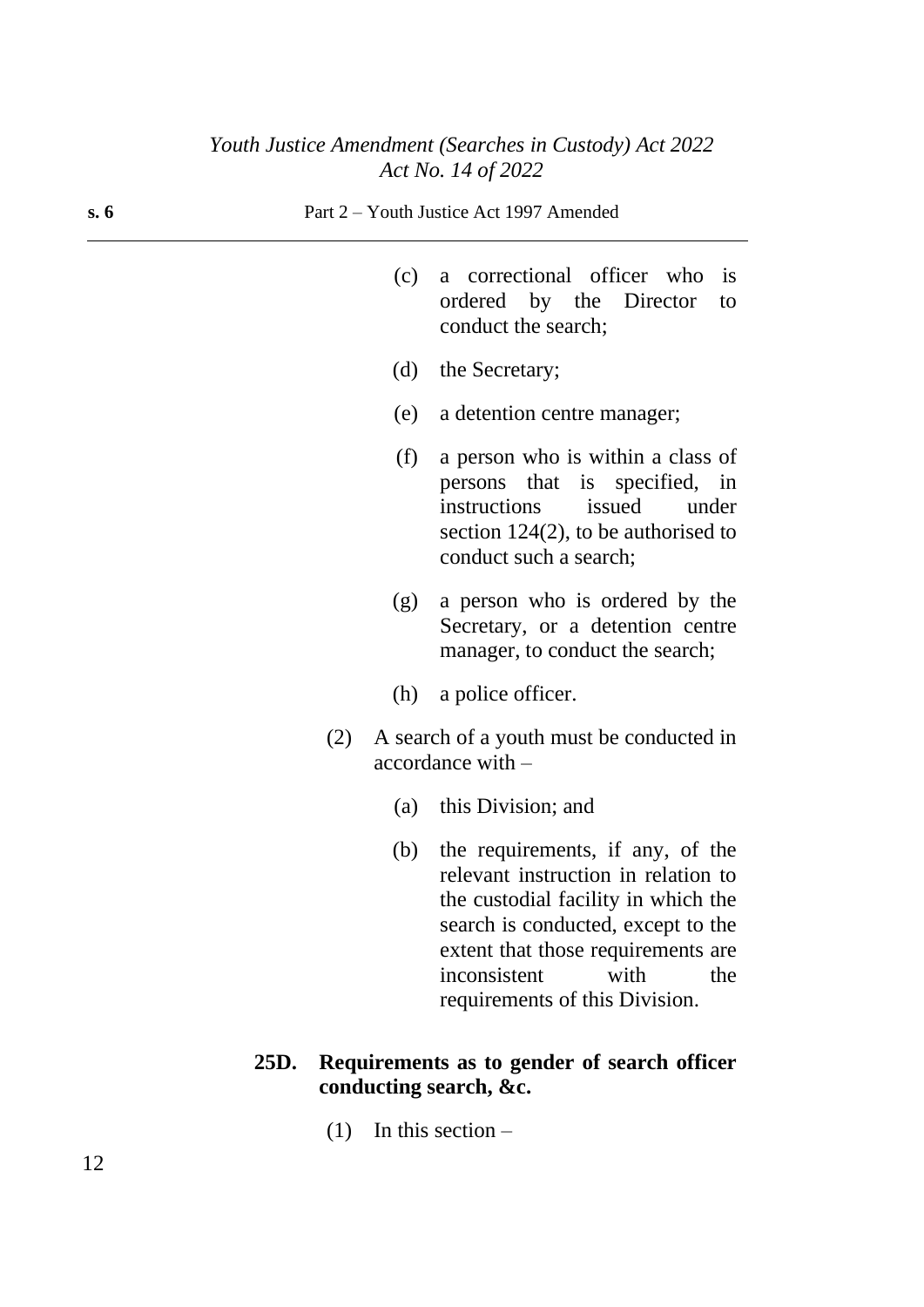(c) a correctional officer who is ordered by the Director to conduct the search;

(d) the Secretary;

(e) a detention centre manager;

(f) a person who is within a class of persons that is specified, in instructions issued under section 124(2), to be authorised to conduct such a search;

(g) a person who is ordered by the Secretary, or a detention centre manager, to conduct the search;

(h) a police officer.

(2) A search of a youth must be conducted in accordance with –

(a) this Division; and

(b) the requirements, if any, of the relevant instruction in relation to the custodial facility in which the search is conducted, except to the extent that those requirements are inconsistent with the requirements of this Division.

**25D. Requirements as to gender of search officer conducting search, &c.**

(1) In this section –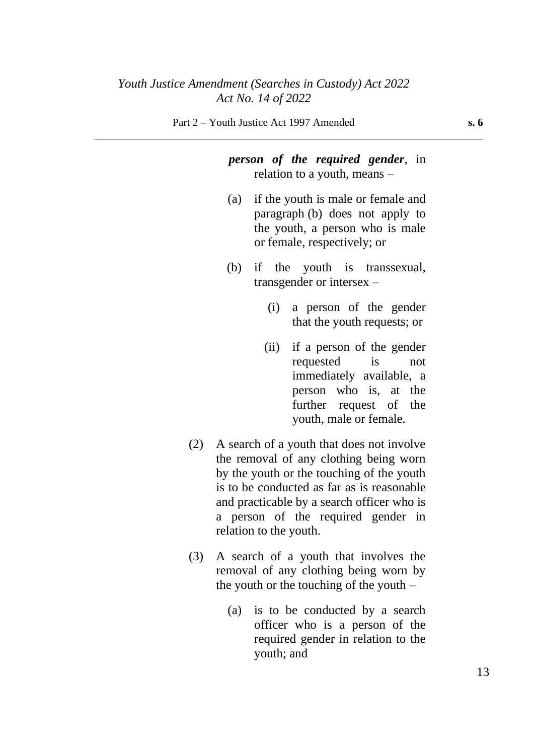***person of the required gender***, in relation to a youth, means –

(a) if the youth is male or female and paragraph (b) does not apply to the youth, a person who is male or female, respectively; or

(b) if the youth is transsexual, transgender or intersex –

(i) a person of the gender that the youth requests; or

(ii) if a person of the gender requested is not immediately available, a person who is, at the further request of the youth, male or female.

(2) A search of a youth that does not involve the removal of any clothing being worn by the youth or the touching of the youth is to be conducted as far as is reasonable and practicable by a search officer who is a person of the required gender in relation to the youth.

(3) A search of a youth that involves the removal of any clothing being worn by the youth or the touching of the youth –

(a) is to be conducted by a search officer who is a person of the required gender in relation to the youth; and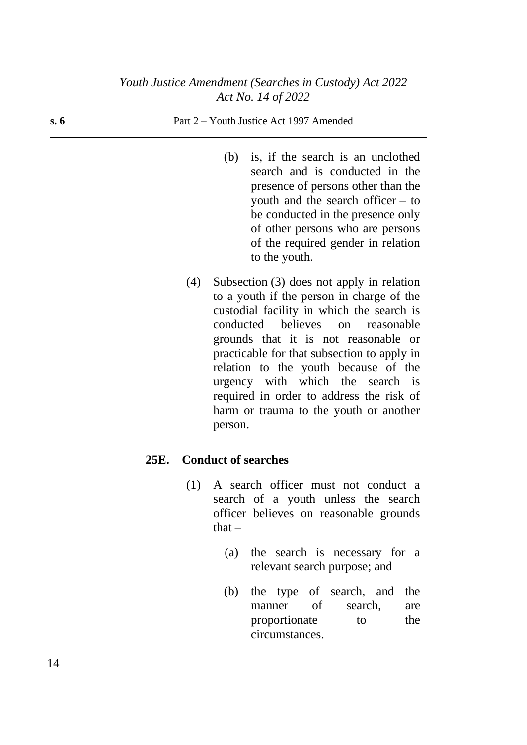(b) is, if the search is an unclothed search and is conducted in the presence of persons other than the youth and the search officer – to be conducted in the presence only of other persons who are persons of the required gender in relation to the youth.

(4) Subsection (3) does not apply in relation to a youth if the person in charge of the custodial facility in which the search is conducted believes on reasonable grounds that it is not reasonable or practicable for that subsection to apply in relation to the youth because of the urgency with which the search is required in order to address the risk of harm or trauma to the youth or another person.

**25E. Conduct of searches**

(1) A search officer must not conduct a search of a youth unless the search officer believes on reasonable grounds that –

(a) the search is necessary for a relevant search purpose; and

(b) the type of search, and the manner of search, are proportionate to the circumstances.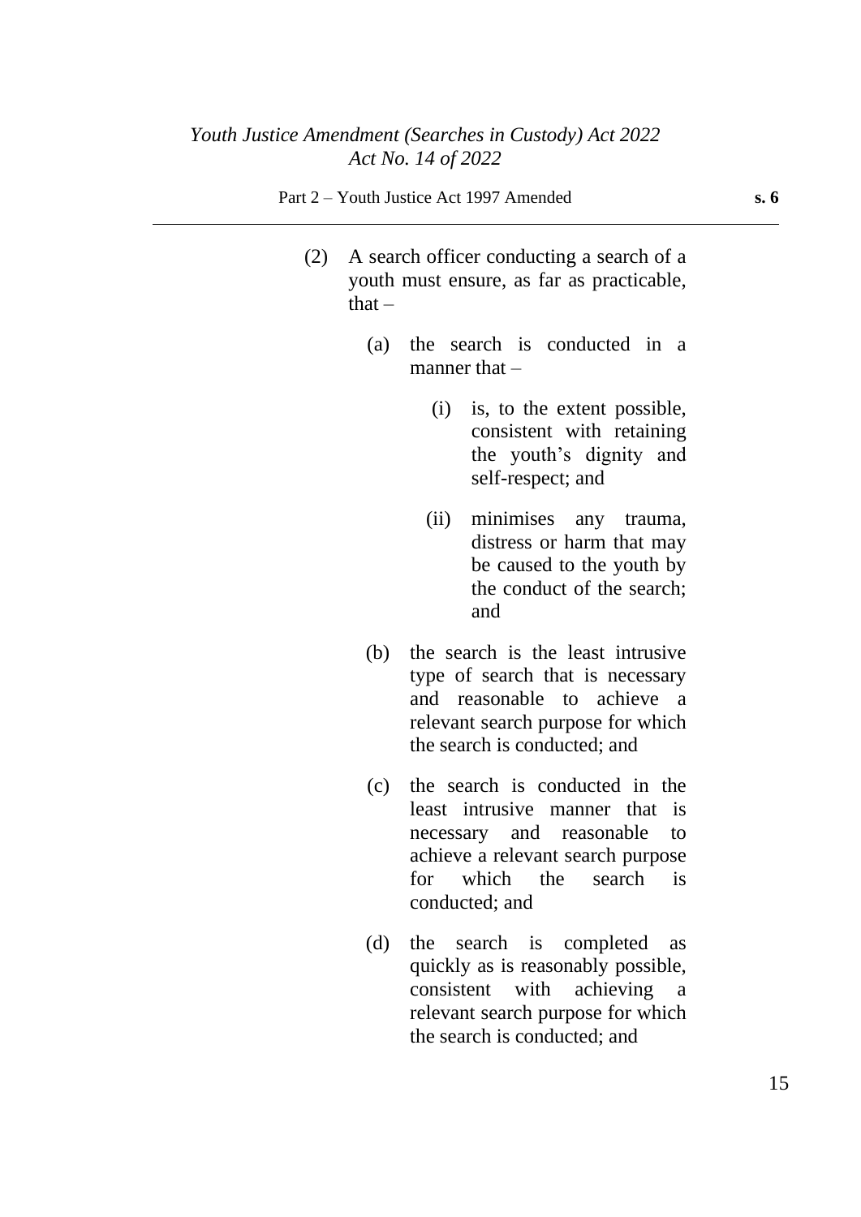(2) A search officer conducting a search of a youth must ensure, as far as practicable, that –

(a) the search is conducted in a manner that –

(i) is, to the extent possible, consistent with retaining the youth's dignity and self-respect; and

(ii) minimises any trauma, distress or harm that may be caused to the youth by the conduct of the search; and

(b) the search is the least intrusive type of search that is necessary and reasonable to achieve a relevant search purpose for which the search is conducted; and

(c) the search is conducted in the least intrusive manner that is necessary and reasonable to achieve a relevant search purpose for which the search is conducted; and

(d) the search is completed as quickly as is reasonably possible, consistent with achieving a relevant search purpose for which the search is conducted; and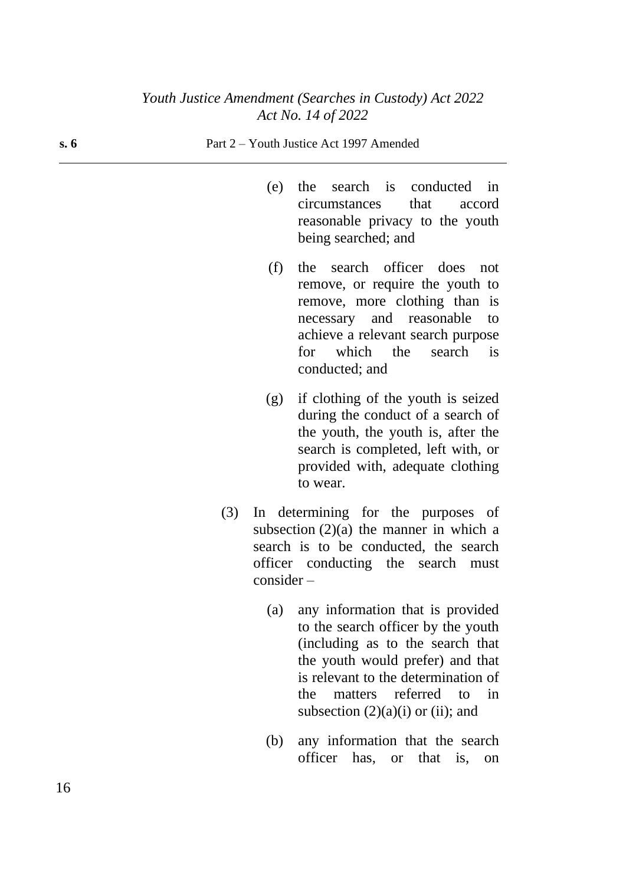(e) the search is conducted in circumstances that accord reasonable privacy to the youth being searched; and

(f) the search officer does not remove, or require the youth to remove, more clothing than is necessary and reasonable to achieve a relevant search purpose for which the search is conducted; and

(g) if clothing of the youth is seized during the conduct of a search of the youth, the youth is, after the search is completed, left with, or provided with, adequate clothing to wear.

(3) In determining for the purposes of subsection (2)(a) the manner in which a search is to be conducted, the search officer conducting the search must consider –

(a) any information that is provided to the search officer by the youth (including as to the search that the youth would prefer) and that is relevant to the determination of the matters referred to in subsection (2)(a)(i) or (ii); and

(b) any information that the search officer has, or that is, on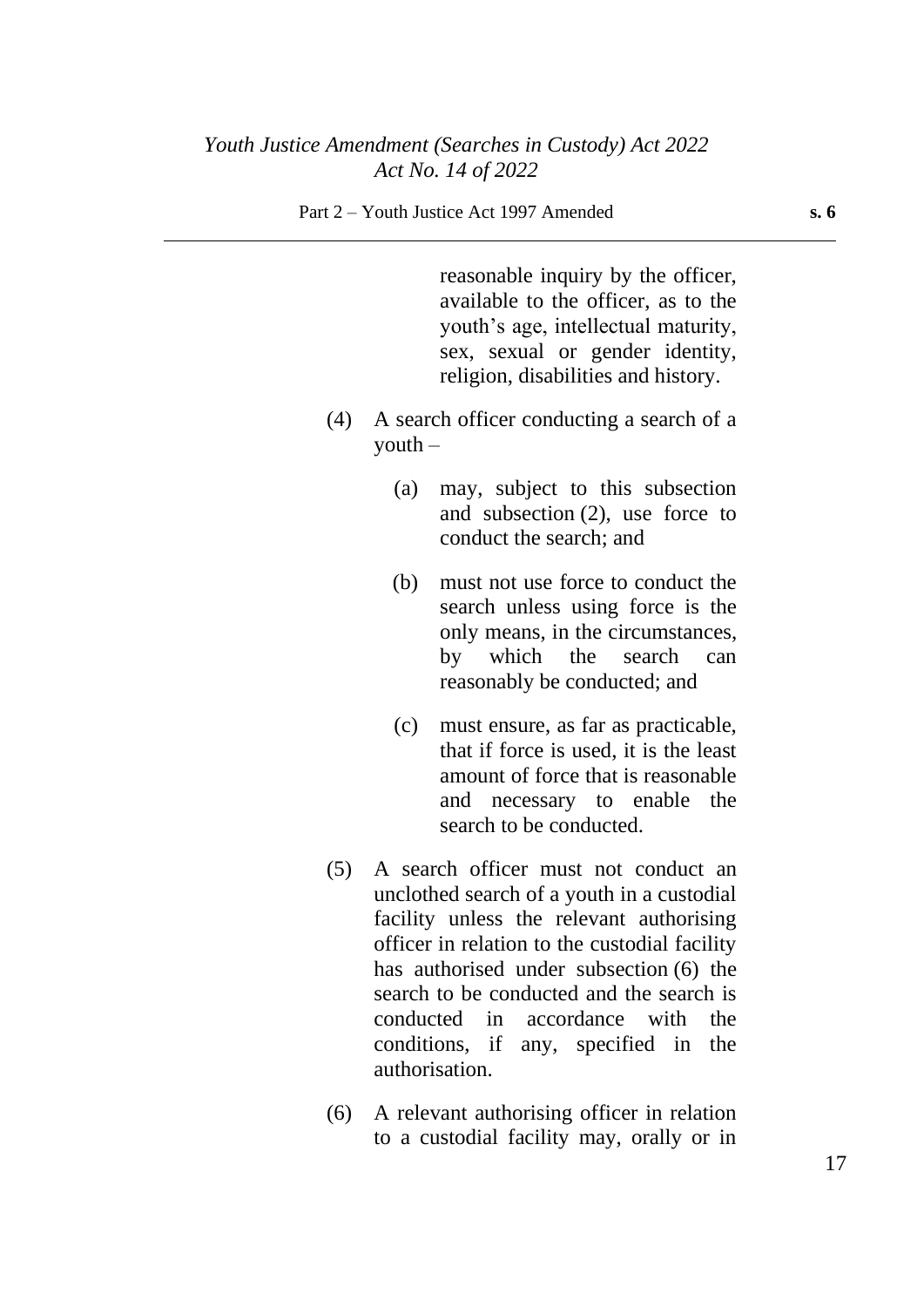reasonable inquiry by the officer, available to the officer, as to the youth's age, intellectual maturity, sex, sexual or gender identity, religion, disabilities and history.

(4) A search officer conducting a search of a youth –

(a) may, subject to this subsection and subsection (2), use force to conduct the search; and

(b) must not use force to conduct the search unless using force is the only means, in the circumstances, by which the search can reasonably be conducted; and

(c) must ensure, as far as practicable, that if force is used, it is the least amount of force that is reasonable and necessary to enable the search to be conducted.

(5) A search officer must not conduct an unclothed search of a youth in a custodial facility unless the relevant authorising officer in relation to the custodial facility has authorised under subsection (6) the search to be conducted and the search is conducted in accordance with the conditions, if any, specified in the authorisation.

(6) A relevant authorising officer in relation to a custodial facility may, orally or in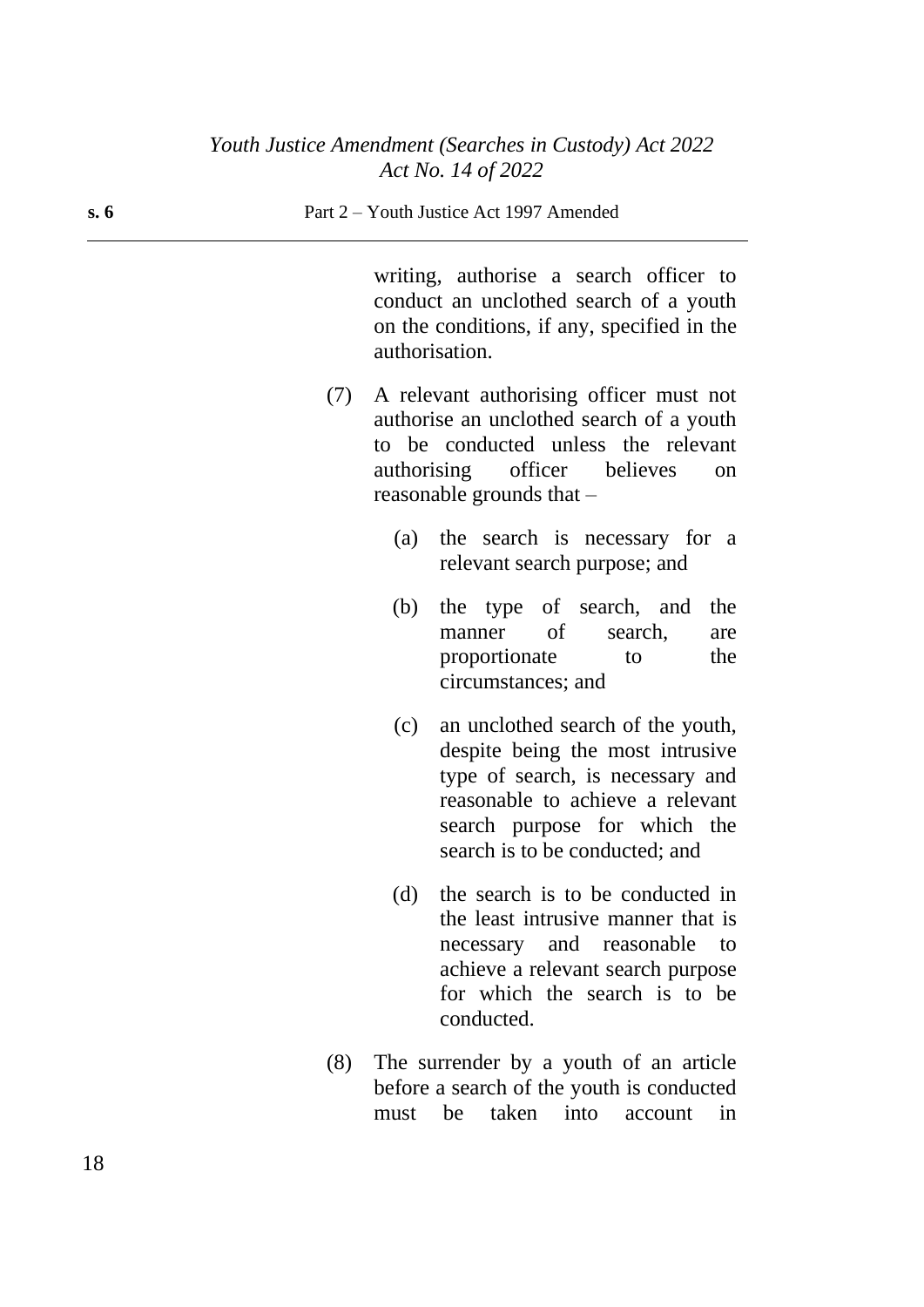writing, authorise a search officer to conduct an unclothed search of a youth on the conditions, if any, specified in the authorisation.

(7) A relevant authorising officer must not authorise an unclothed search of a youth to be conducted unless the relevant authorising officer believes on reasonable grounds that –

(a) the search is necessary for a relevant search purpose; and

(b) the type of search, and the manner of search, are proportionate to the circumstances; and

(c) an unclothed search of the youth, despite being the most intrusive type of search, is necessary and reasonable to achieve a relevant search purpose for which the search is to be conducted; and

(d) the search is to be conducted in the least intrusive manner that is necessary and reasonable to achieve a relevant search purpose for which the search is to be conducted.

(8) The surrender by a youth of an article before a search of the youth is conducted must be taken into account in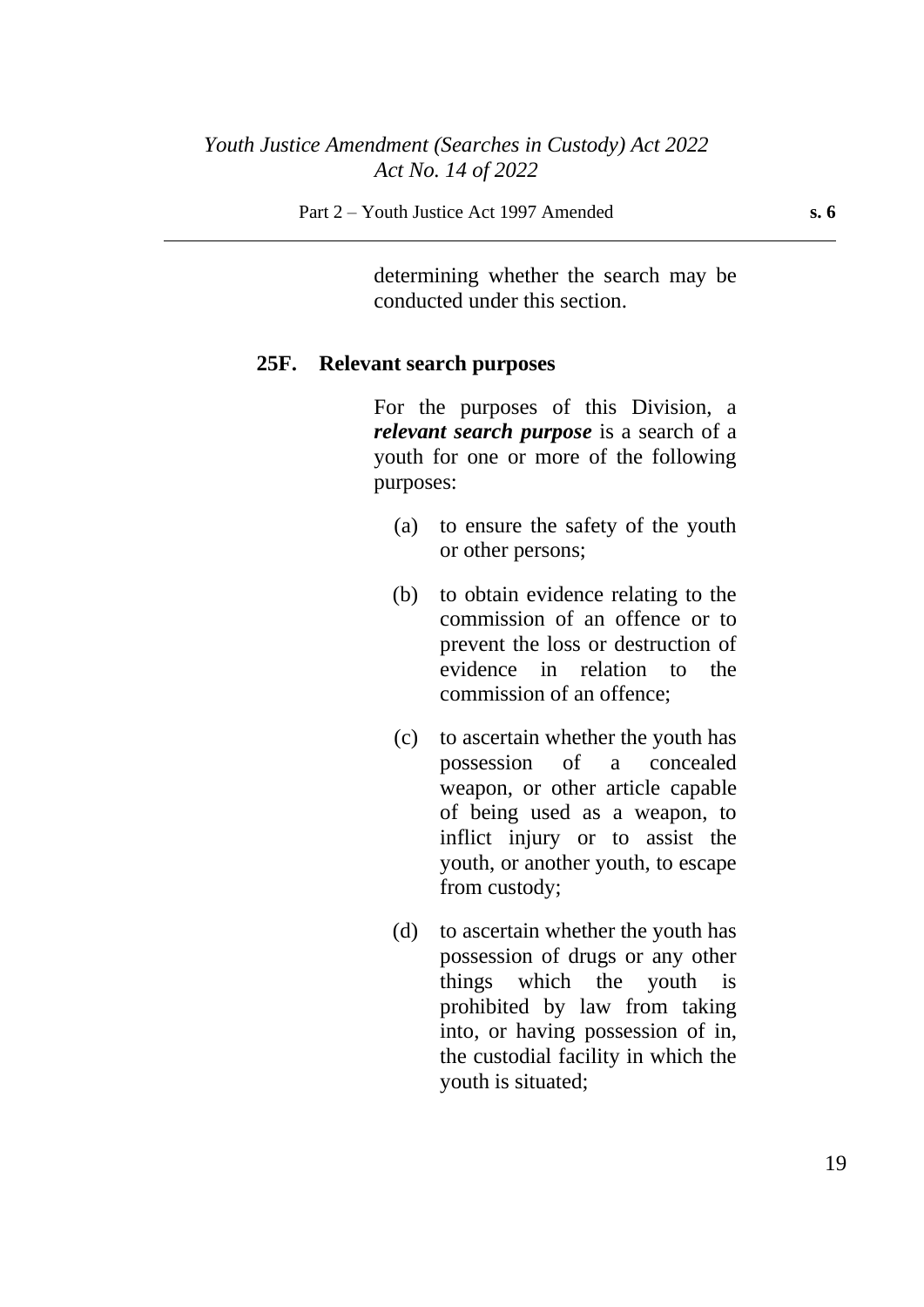determining whether the search may be conducted under this section.

### 25F. Relevant search purposes

For the purposes of this Division, a ***relevant search purpose*** is a search of a youth for one or more of the following purposes:

(a) to ensure the safety of the youth or other persons;

(b) to obtain evidence relating to the commission of an offence or to prevent the loss or destruction of evidence in relation to the commission of an offence;

(c) to ascertain whether the youth has possession of a concealed weapon, or other article capable of being used as a weapon, to inflict injury or to assist the youth, or another youth, to escape from custody;

(d) to ascertain whether the youth has possession of drugs or any other things which the youth is prohibited by law from taking into, or having possession of in, the custodial facility in which the youth is situated;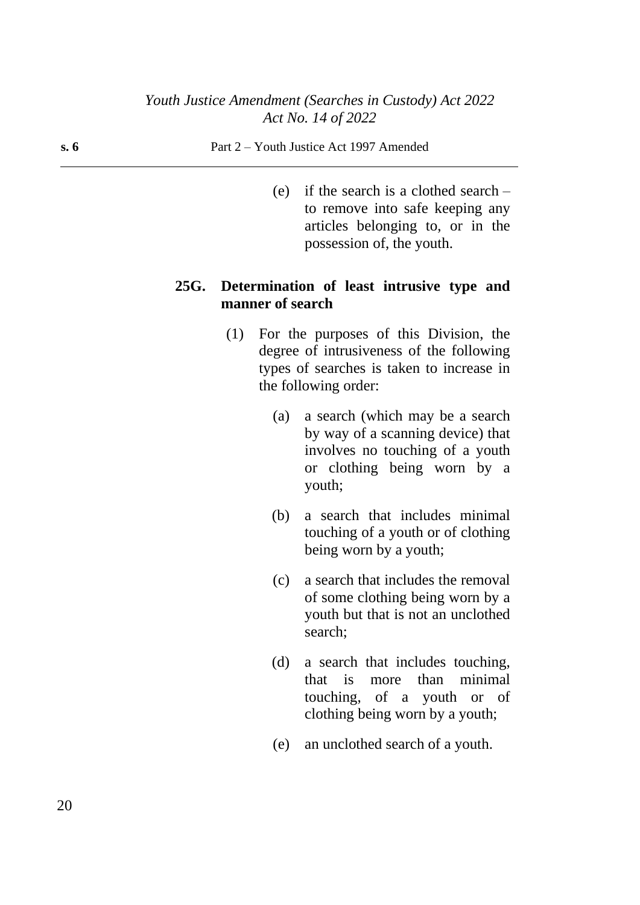(e) if the search is a clothed search – to remove into safe keeping any articles belonging to, or in the possession of, the youth.

**25G. Determination of least intrusive type and manner of search**

(1) For the purposes of this Division, the degree of intrusiveness of the following types of searches is taken to increase in the following order:

(a) a search (which may be a search by way of a scanning device) that involves no touching of a youth or clothing being worn by a youth;

(b) a search that includes minimal touching of a youth or of clothing being worn by a youth;

(c) a search that includes the removal of some clothing being worn by a youth but that is not an unclothed search;

(d) a search that includes touching, that is more than minimal touching, of a youth or of clothing being worn by a youth;

(e) an unclothed search of a youth.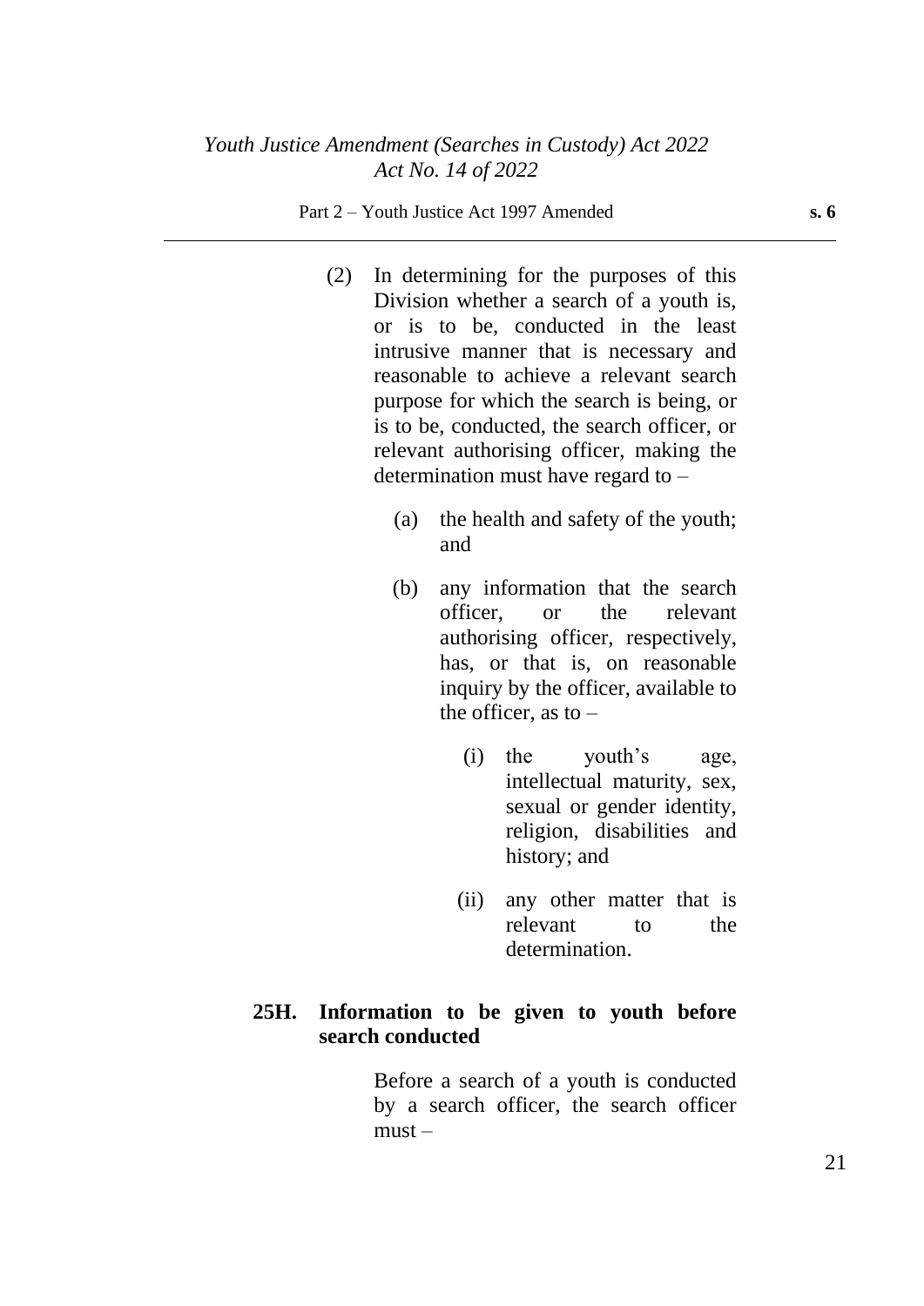(2) In determining for the purposes of this Division whether a search of a youth is, or is to be, conducted in the least intrusive manner that is necessary and reasonable to achieve a relevant search purpose for which the search is being, or is to be, conducted, the search officer, or relevant authorising officer, making the determination must have regard to –

(a) the health and safety of the youth; and

(b) any information that the search officer, or the relevant authorising officer, respectively, has, or that is, on reasonable inquiry by the officer, available to the officer, as to –

(i) the youth's age, intellectual maturity, sex, sexual or gender identity, religion, disabilities and history; and

(ii) any other matter that is relevant to the determination.

**25H. Information to be given to youth before search conducted**

Before a search of a youth is conducted by a search officer, the search officer must –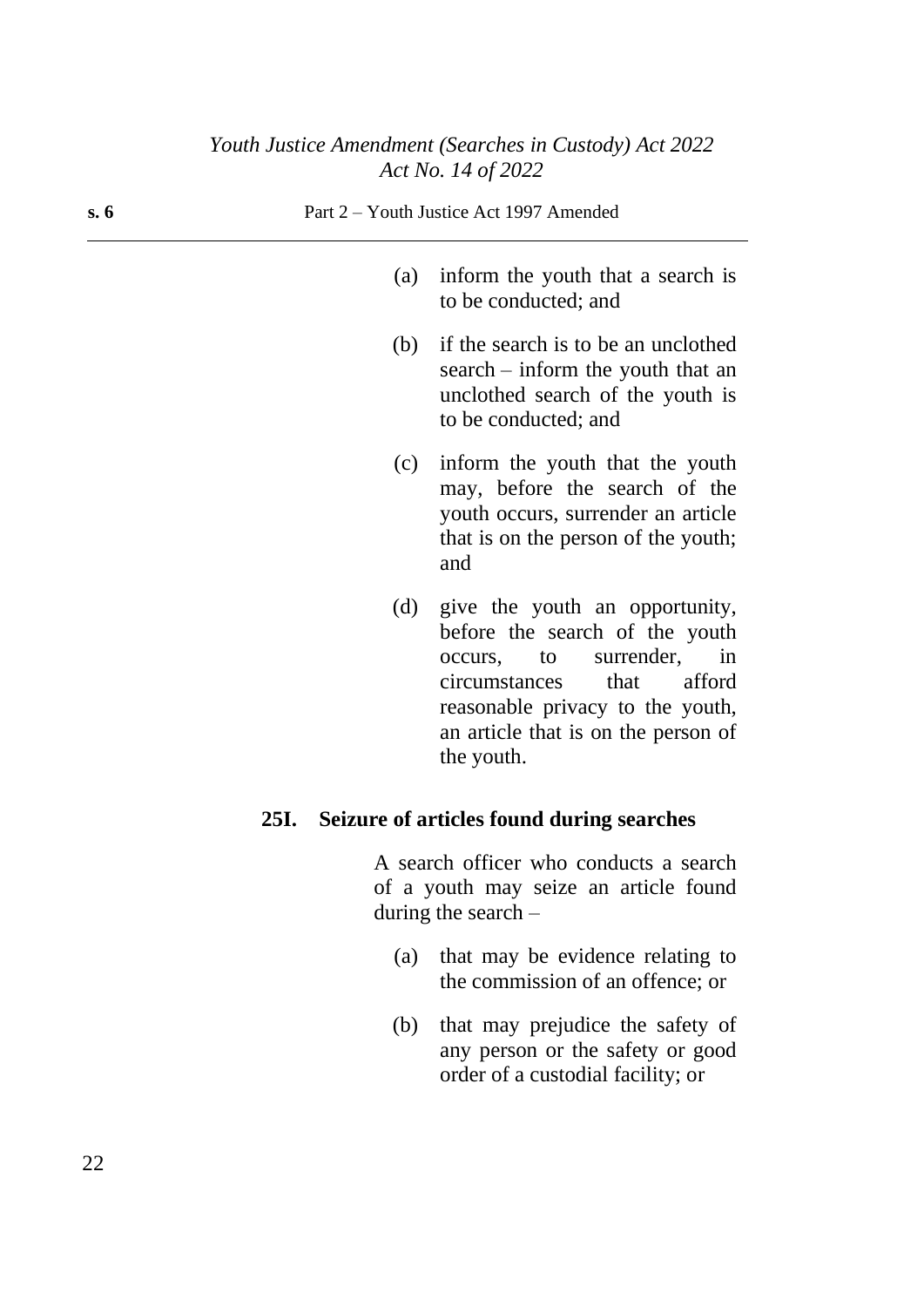(a) inform the youth that a search is to be conducted; and

(b) if the search is to be an unclothed search – inform the youth that an unclothed search of the youth is to be conducted; and

(c) inform the youth that the youth may, before the search of the youth occurs, surrender an article that is on the person of the youth; and

(d) give the youth an opportunity, before the search of the youth occurs, to surrender, in circumstances that afford reasonable privacy to the youth, an article that is on the person of the youth.

**25I. Seizure of articles found during searches**

A search officer who conducts a search of a youth may seize an article found during the search –

(a) that may be evidence relating to the commission of an offence; or

(b) that may prejudice the safety of any person or the safety or good order of a custodial facility; or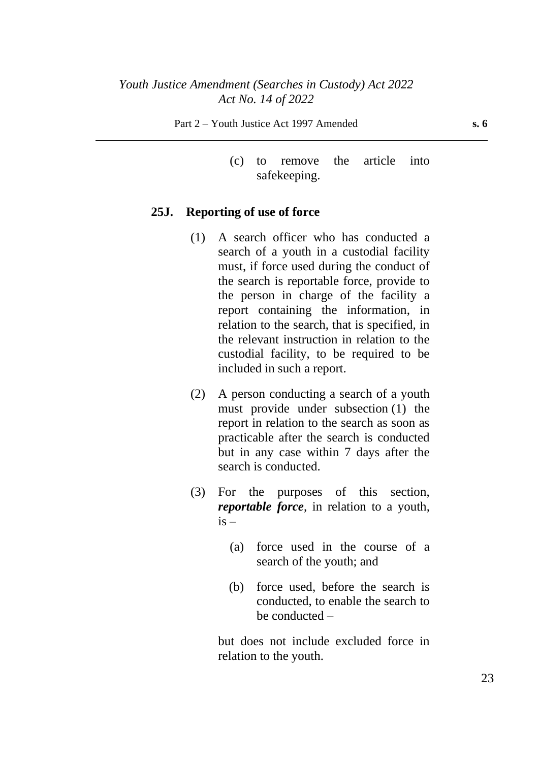(c) to remove the article into safekeeping.

### 25J. Reporting of use of force

(1) A search officer who has conducted a search of a youth in a custodial facility must, if force used during the conduct of the search is reportable force, provide to the person in charge of the facility a report containing the information, in relation to the search, that is specified, in the relevant instruction in relation to the custodial facility, to be required to be included in such a report.

(2) A person conducting a search of a youth must provide under subsection (1) the report in relation to the search as soon as practicable after the search is conducted but in any case within 7 days after the search is conducted.

(3) For the purposes of this section, ***reportable force***, in relation to a youth, is –

(a) force used in the course of a search of the youth; and

(b) force used, before the search is conducted, to enable the search to be conducted –

but does not include excluded force in relation to the youth.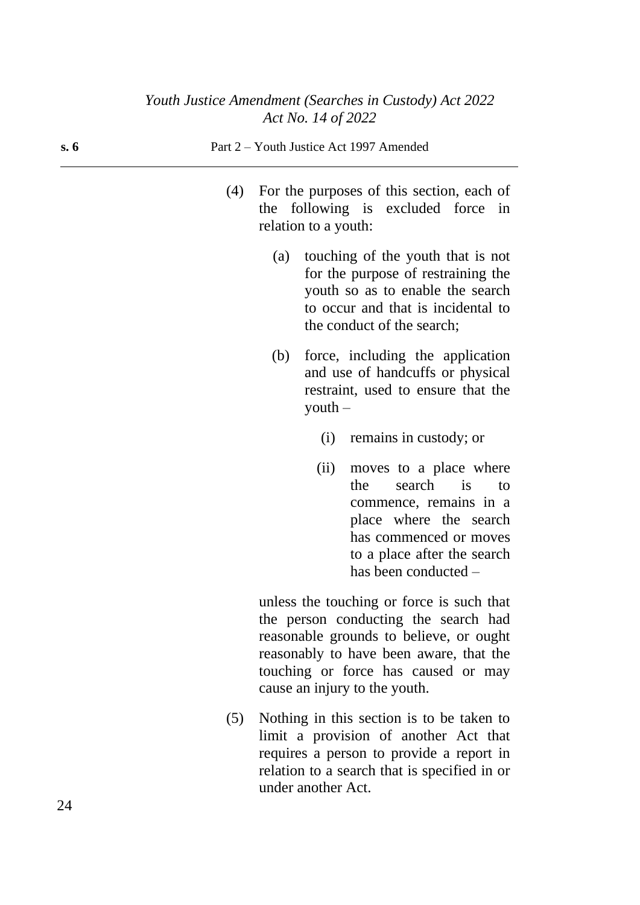(4) For the purposes of this section, each of the following is excluded force in relation to a youth:

(a) touching of the youth that is not for the purpose of restraining the youth so as to enable the search to occur and that is incidental to the conduct of the search;

(b) force, including the application and use of handcuffs or physical restraint, used to ensure that the youth –

(i) remains in custody; or

(ii) moves to a place where the search is to commence, remains in a place where the search has commenced or moves to a place after the search has been conducted –

unless the touching or force is such that the person conducting the search had reasonable grounds to believe, or ought reasonably to have been aware, that the touching or force has caused or may cause an injury to the youth.

(5) Nothing in this section is to be taken to limit a provision of another Act that requires a person to provide a report in relation to a search that is specified in or under another Act.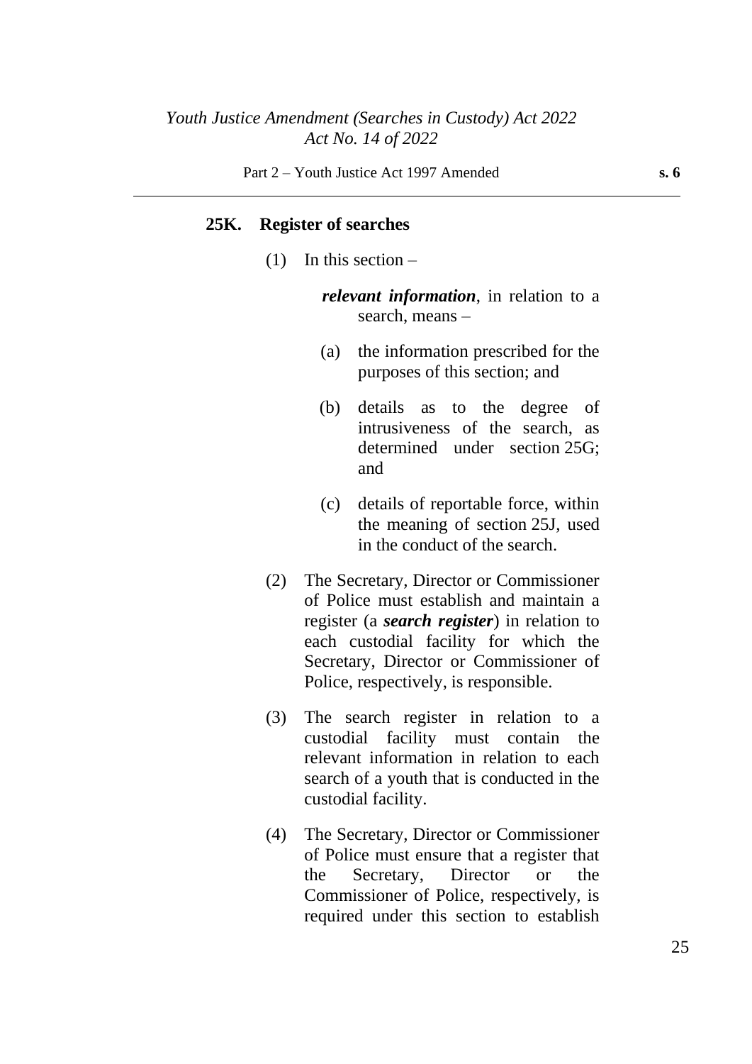**25K. Register of searches**

(1) In this section –

*relevant information*, in relation to a search, means –

(a) the information prescribed for the purposes of this section; and

(b) details as to the degree of intrusiveness of the search, as determined under section 25G; and

(c) details of reportable force, within the meaning of section 25J, used in the conduct of the search.

(2) The Secretary, Director or Commissioner of Police must establish and maintain a register (a ***search register***) in relation to each custodial facility for which the Secretary, Director or Commissioner of Police, respectively, is responsible.

(3) The search register in relation to a custodial facility must contain the relevant information in relation to each search of a youth that is conducted in the custodial facility.

(4) The Secretary, Director or Commissioner of Police must ensure that a register that the Secretary, Director or the Commissioner of Police, respectively, is required under this section to establish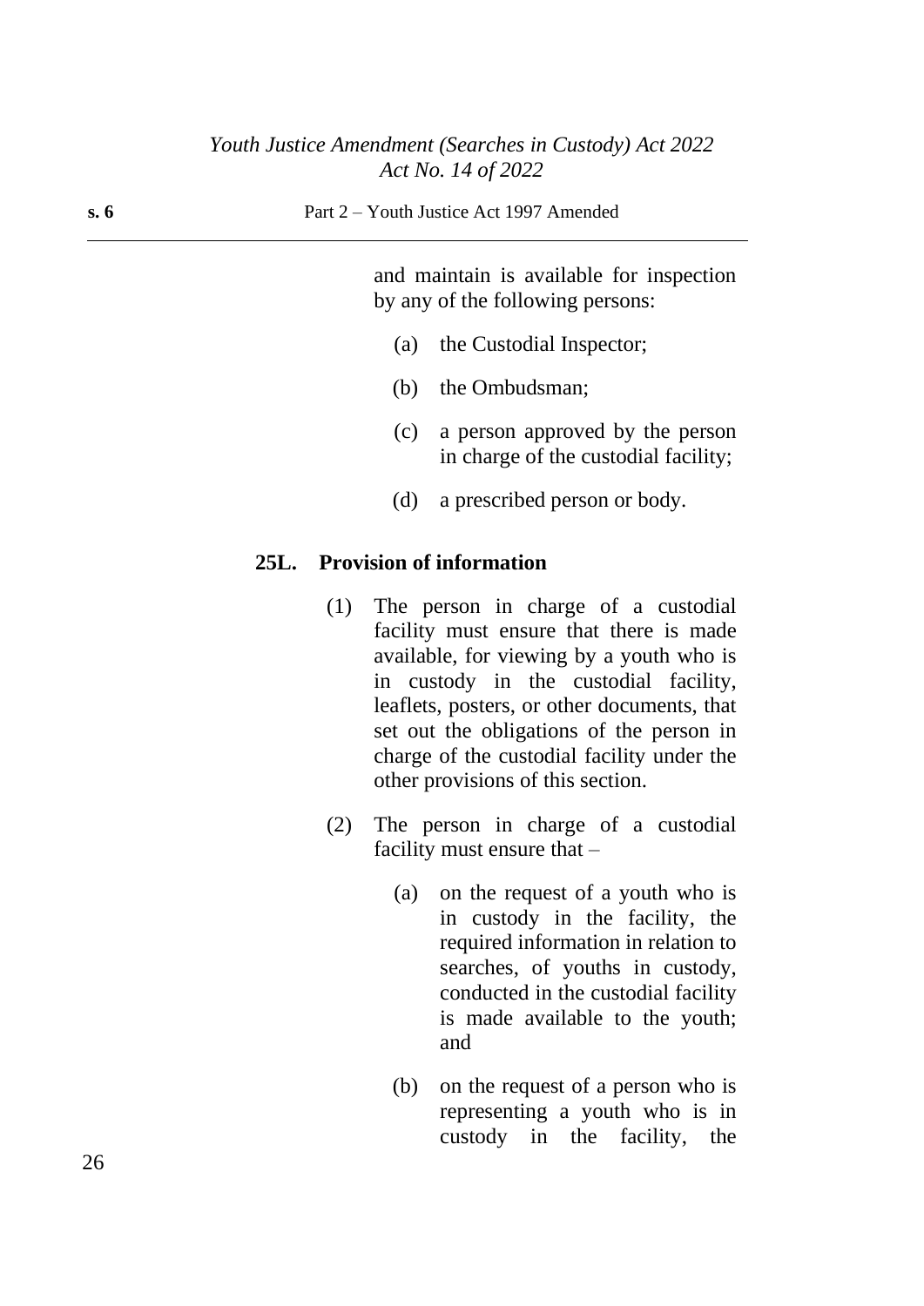and maintain is available for inspection by any of the following persons:

(a) the Custodial Inspector;

(b) the Ombudsman;

(c) a person approved by the person in charge of the custodial facility;

(d) a prescribed person or body.

**25L. Provision of information**

(1) The person in charge of a custodial facility must ensure that there is made available, for viewing by a youth who is in custody in the custodial facility, leaflets, posters, or other documents, that set out the obligations of the person in charge of the custodial facility under the other provisions of this section.

(2) The person in charge of a custodial facility must ensure that –

(a) on the request of a youth who is in custody in the facility, the required information in relation to searches, of youths in custody, conducted in the custodial facility is made available to the youth; and

(b) on the request of a person who is representing a youth who is in custody in the facility, the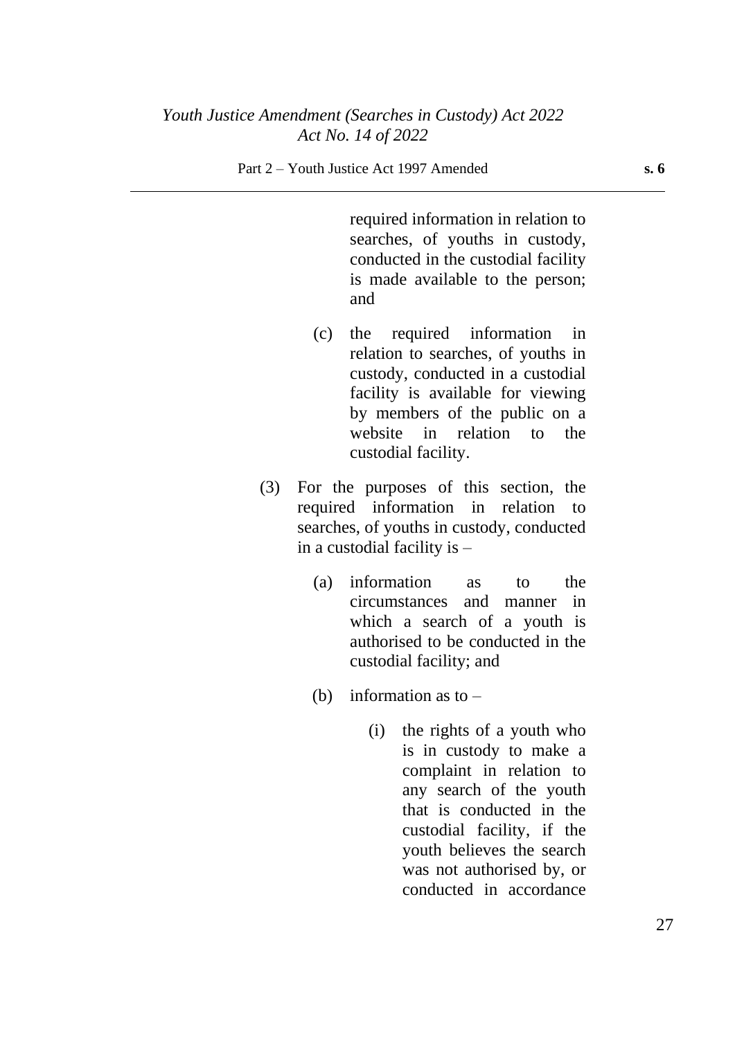required information in relation to searches, of youths in custody, conducted in the custodial facility is made available to the person; and

(c) the required information in relation to searches, of youths in custody, conducted in a custodial facility is available for viewing by members of the public on a website in relation to the custodial facility.

(3) For the purposes of this section, the required information in relation to searches, of youths in custody, conducted in a custodial facility is –

(a) information as to the circumstances and manner in which a search of a youth is authorised to be conducted in the custodial facility; and

(b) information as to –

(i) the rights of a youth who is in custody to make a complaint in relation to any search of the youth that is conducted in the custodial facility, if the youth believes the search was not authorised by, or conducted in accordance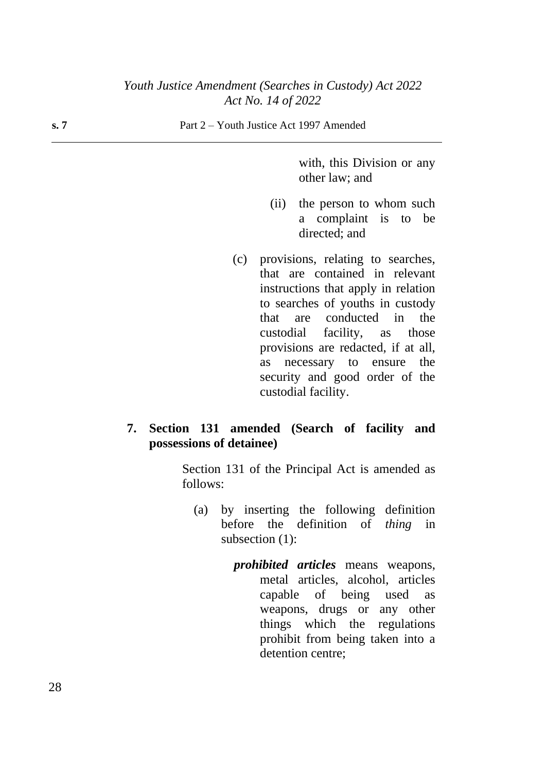with, this Division or any other law; and

(ii) the person to whom such a complaint is to be directed; and

(c) provisions, relating to searches, that are contained in relevant instructions that apply in relation to searches of youths in custody that are conducted in the custodial facility, as those provisions are redacted, if at all, as necessary to ensure the security and good order of the custodial facility.

**7. Section 131 amended (Search of facility and possessions of detainee)**

Section 131 of the Principal Act is amended as follows:

(a) by inserting the following definition before the definition of *thing* in subsection (1):

***prohibited articles*** means weapons, metal articles, alcohol, articles capable of being used as weapons, drugs or any other things which the regulations prohibit from being taken into a detention centre;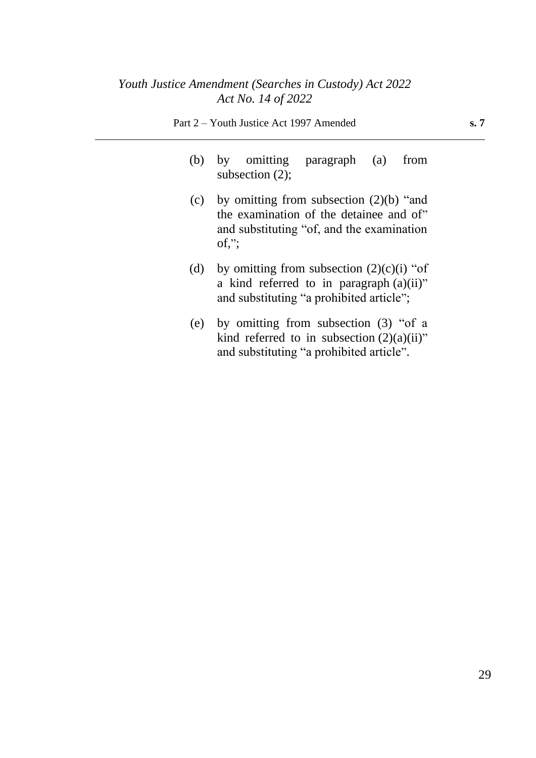(b) by omitting paragraph (a) from subsection (2);

(c) by omitting from subsection (2)(b) "and the examination of the detainee and of" and substituting "of, and the examination of,";

(d) by omitting from subsection (2)(c)(i) "of a kind referred to in paragraph (a)(ii)" and substituting "a prohibited article";

(e) by omitting from subsection (3) "of a kind referred to in subsection (2)(a)(ii)" and substituting "a prohibited article".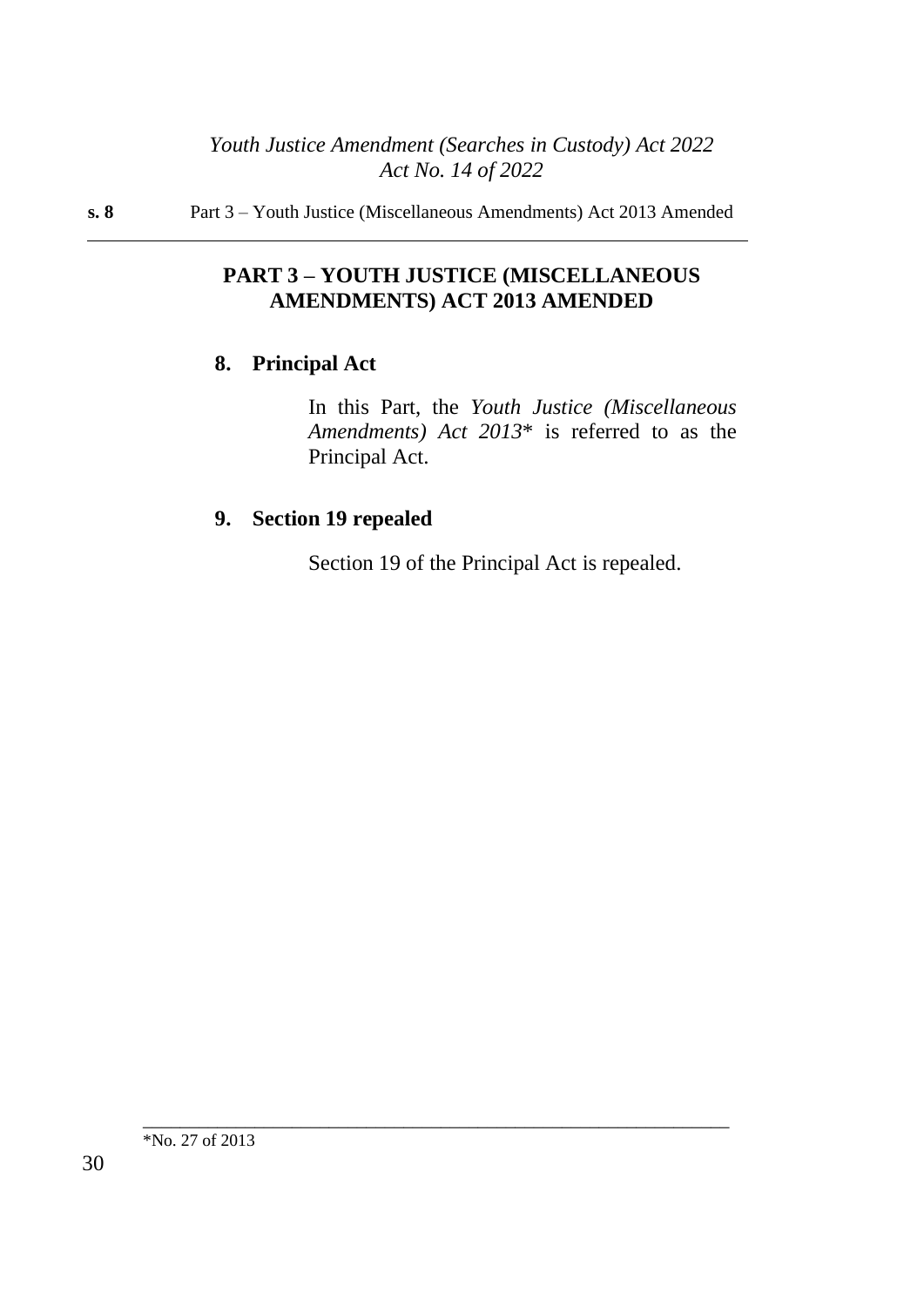## PART 3 – YOUTH JUSTICE (MISCELLANEOUS AMENDMENTS) ACT 2013 AMENDED

### 8. Principal Act

In this Part, the *Youth Justice (Miscellaneous Amendments) Act 2013*\* is referred to as the Principal Act.

### 9. Section 19 repealed

Section 19 of the Principal Act is repealed.

---

\*No. 27 of 2013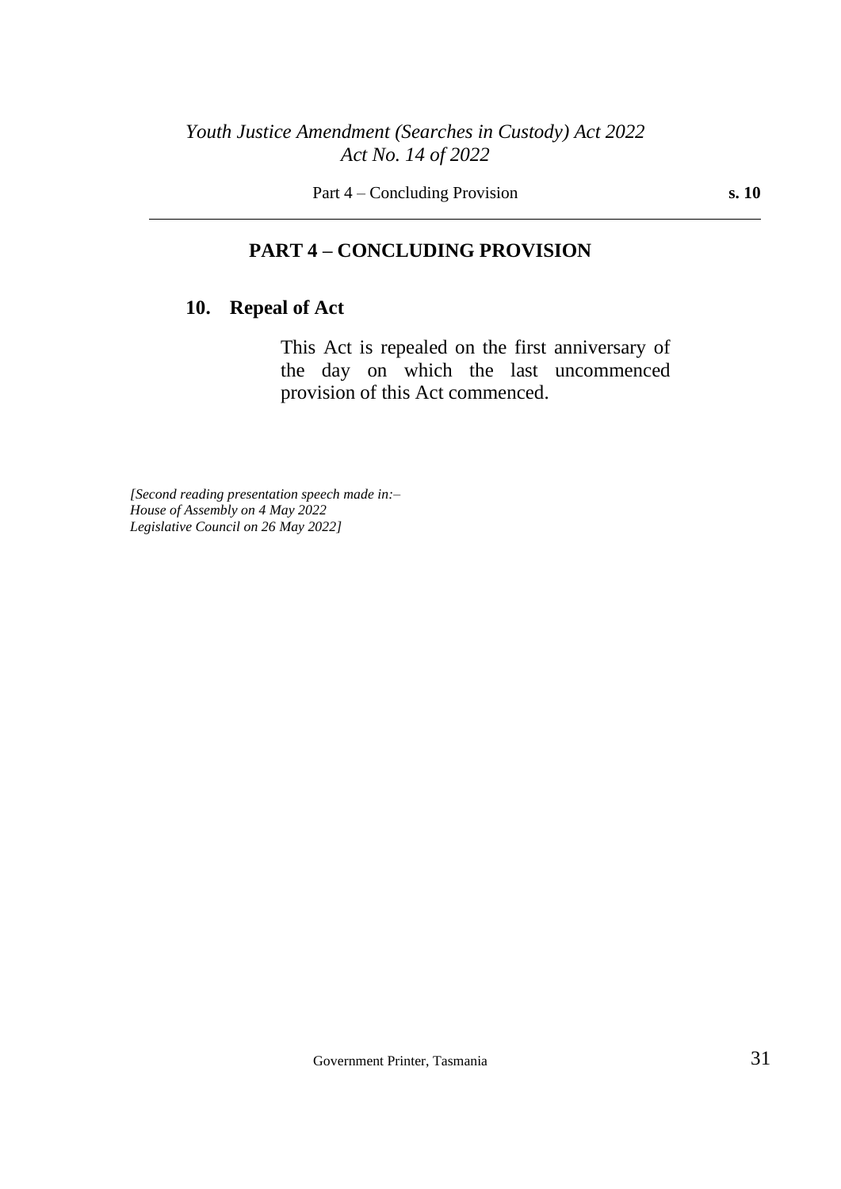## PART 4 – CONCLUDING PROVISION

### 10. Repeal of Act

This Act is repealed on the first anniversary of the day on which the last uncommenced provision of this Act commenced.

*[Second reading presentation speech made in:–*
*House of Assembly on 4 May 2022*
*Legislative Council on 26 May 2022]*

Government Printer, Tasmania